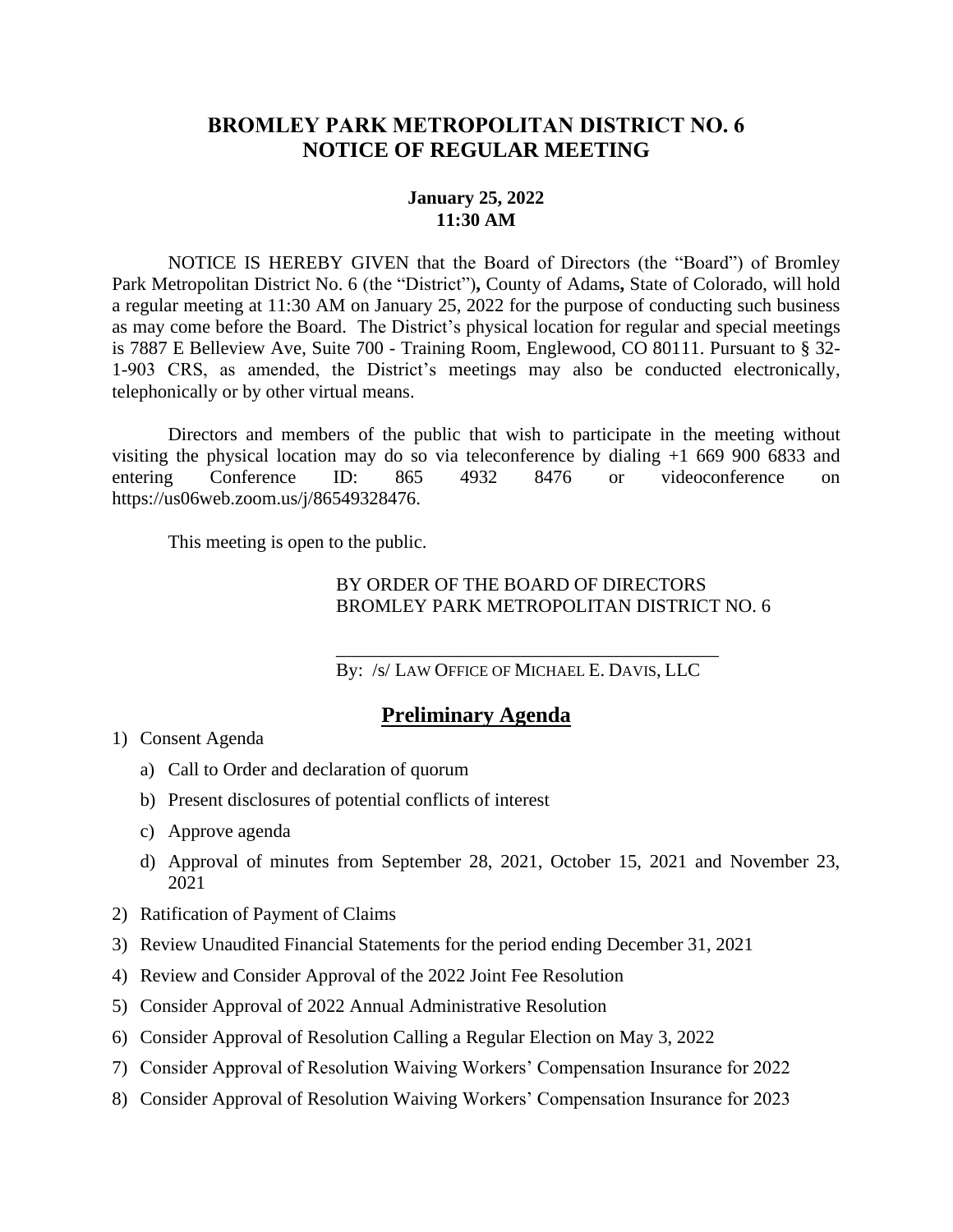# BROMLEY PARK METROPOLITAN DISTRICT NO. 6
# NOTICE OF REGULAR MEETING

**January 25, 2022**
**11:30 AM**

NOTICE IS HEREBY GIVEN that the Board of Directors (the "Board") of Bromley Park Metropolitan District No. 6 (the "District"), County of Adams, State of Colorado, will hold a regular meeting at 11:30 AM on January 25, 2022 for the purpose of conducting such business as may come before the Board. The District's physical location for regular and special meetings is 7887 E Belleview Ave, Suite 700 - Training Room, Englewood, CO 80111. Pursuant to § 32-1-903 CRS, as amended, the District's meetings may also be conducted electronically, telephonically or by other virtual means.

Directors and members of the public that wish to participate in the meeting without visiting the physical location may do so via teleconference by dialing +1 669 900 6833 and entering Conference ID: 865 4932 8476 or videoconference on https://us06web.zoom.us/j/86549328476.

This meeting is open to the public.

BY ORDER OF THE BOARD OF DIRECTORS
BROMLEY PARK METROPOLITAN DISTRICT NO. 6

By: /s/ LAW OFFICE OF MICHAEL E. DAVIS, LLC

## Preliminary Agenda

1) Consent Agenda
   a) Call to Order and declaration of quorum
   b) Present disclosures of potential conflicts of interest
   c) Approve agenda
   d) Approval of minutes from September 28, 2021, October 15, 2021 and November 23, 2021
2) Ratification of Payment of Claims
3) Review Unaudited Financial Statements for the period ending December 31, 2021
4) Review and Consider Approval of the 2022 Joint Fee Resolution
5) Consider Approval of 2022 Annual Administrative Resolution
6) Consider Approval of Resolution Calling a Regular Election on May 3, 2022
7) Consider Approval of Resolution Waiving Workers' Compensation Insurance for 2022
8) Consider Approval of Resolution Waiving Workers' Compensation Insurance for 2023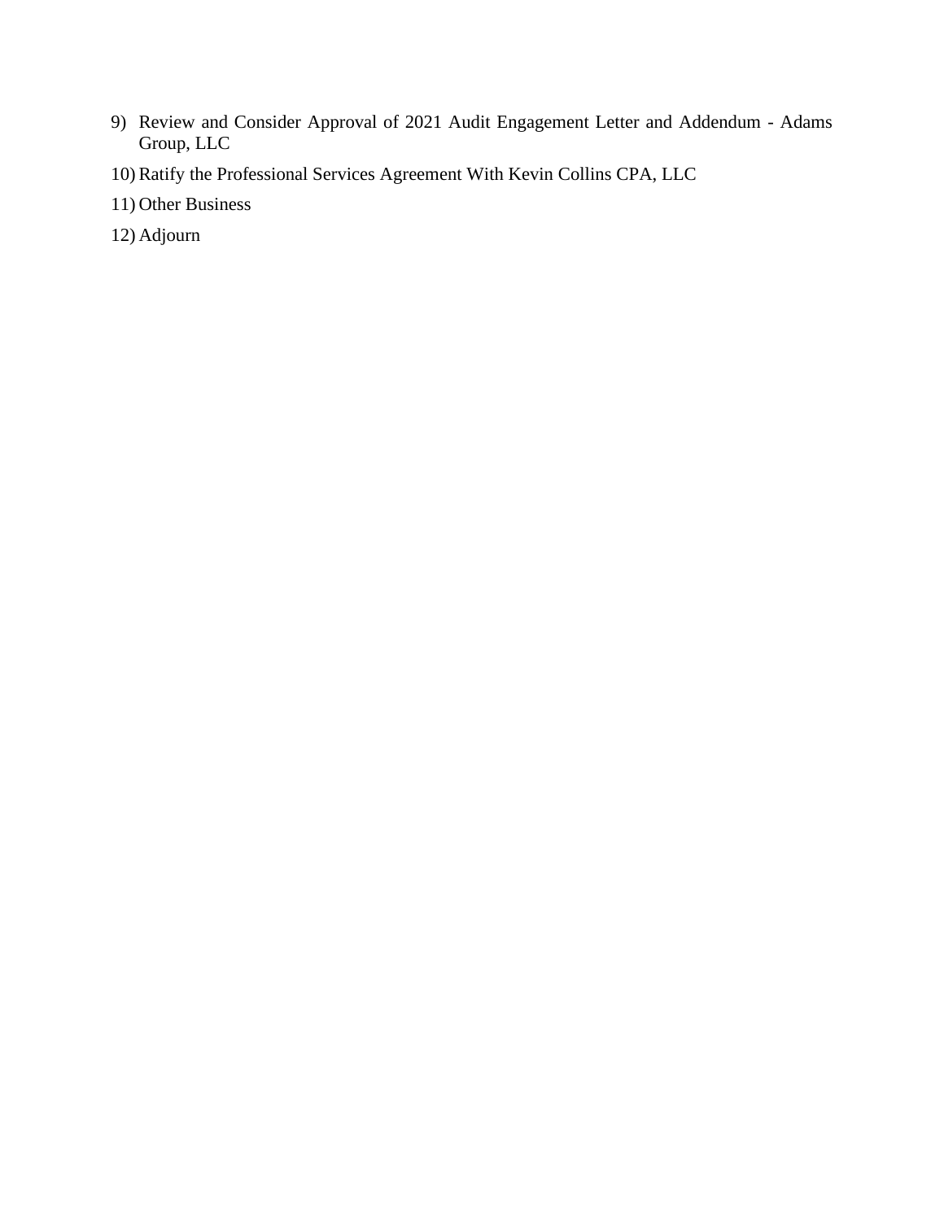9) Review and Consider Approval of 2021 Audit Engagement Letter and Addendum - Adams Group, LLC

10) Ratify the Professional Services Agreement With Kevin Collins CPA, LLC

11) Other Business

12) Adjourn